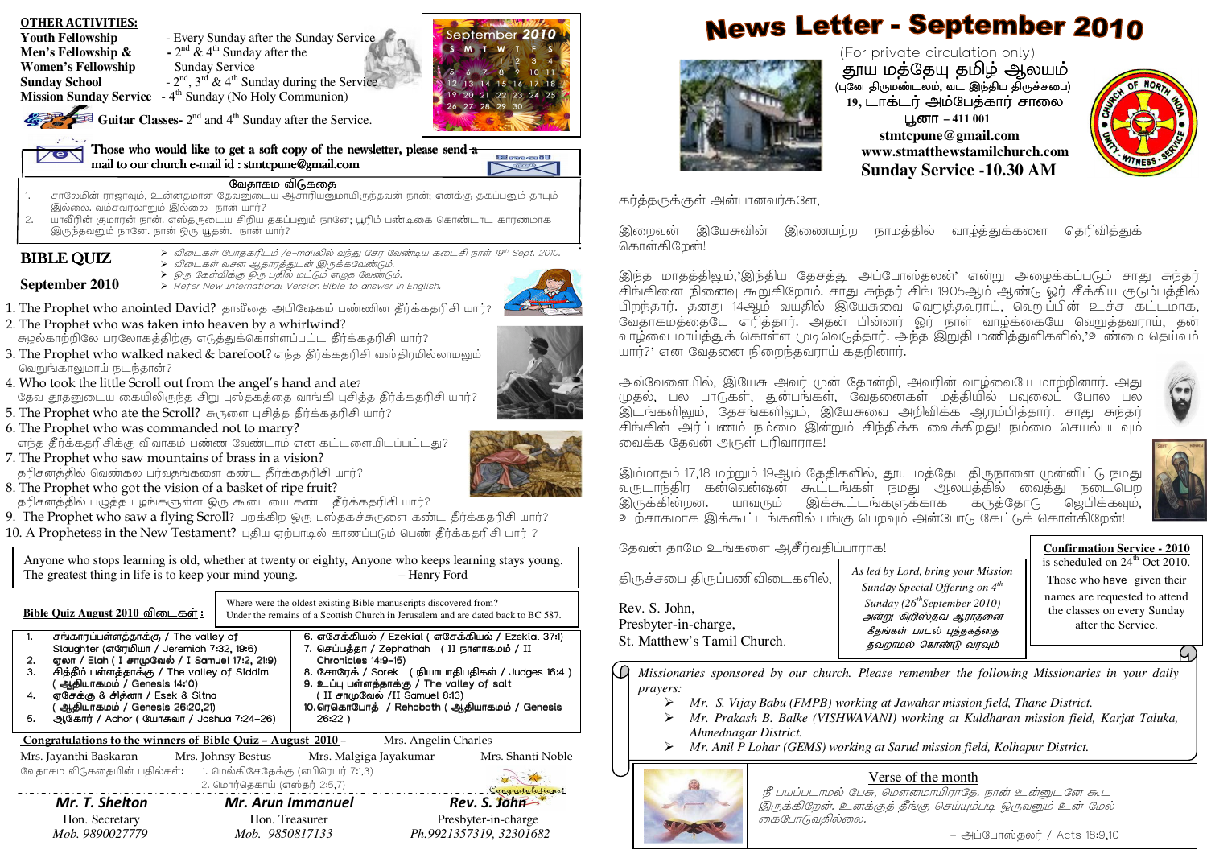# News Letter - September 2010

(For private circulation only)

தூய மத்தேயு தமிழ் ஆலயம்

(புனே திருமண்டலம், வட இந்திய திருச்சபை)

19, டாக்டர் அம்பேத்கார் சாலை

பூனா – 411 001

stmtcpune@gmail.com

www.stmatthewstamilchurch.com

**Sunday Service -10.30 AM**

கர்த்தருக்குள் அன்பானவர்களே,

இறைவன் இயேசுவின் இணையற்ற நாமத்தில் வாழ்த்துக்களை தெரிவித்துக் கொள்கிறேன்!

இந்த மாதத்திலும்,'இந்திய தேசத்து அப்போஸ்தலன்' என்று அழைக்கப்படும் சாது சுந்தர் சிங்கினை நினைவு கூறுகிறோம். சாது சுந்தர் சிங் 1905ஆம் ஆண்டு ஓர் சீக்கிய குடும்பத்தில் பிறந்தார். தனது 14ஆம் வயதில் இயேசுவை வெறுத்தவராய், வெறுப்பின் உச்ச கட்டமாக, வேதாகமத்தையே எரித்தார். அதன் பின்னர் ஓர் நாள் வாழ்க்கையை வெறுத்தவராய், தன் வாழ்வை மாய்த்துக் கொள்ள முடிவெடுத்தார். அந்த இறுதி மணித்துளிகளில்,'உண்மை தெய்வம் யார்?' என வேதனை நிறைந்தவராய் கதறினார்.

அவ்வேளையில், இயேசு அவர் முன் தோன்றி, அவரின் வாழ்வையே மாற்றினார். அது முதல், பல பாடுகள், துன்பங்கள், வேதனைகள் மத்தியில் பவுலைப் போல பல இடங்களிலும், தேசங்களிலும், இயேசுவை அறிவிக்க ஆரம்பித்தார். சாது சுந்தர் சிங்கின் அர்ப்பணம் நம்மை இன்றும் சிந்திக்க வைக்கிறது! நம்மை செயல்படவும் வைக்க தேவன் அருள் புரிவாராக!

இம்மாதம் 17,18 மற்றும் 19ஆம் தேதிகளில், தூய மத்தேயு திருநாளை முன்னிட்டு நமது வருடாந்திர கன்வென்ஷன் கூட்டங்கள் நமது ஆலயத்தில் வைத்து நடைபெற இருக்கின்றன. யாவரும் இக்கூட்டங்களுக்காக கருத்தோடு ஜெபிக்கவும், உற்சாகமாக இக்கூட்டங்களில் பங்கு பெறவும் அன்போடு கேட்டுக் கொள்கிறேன்!

தேவன் தாமே உங்களை ஆசீர்வதிப்பாராக!

திருச்சபை திருப்பணிவிடைகளில்,

Rev. S. John,
Presbyter-in-charge,
St. Matthew's Tamil Church.

*As led by Lord, bring your Mission Sunday Special Offering on 4th Sunday (26th September 2010)*
*அன்று கிறிஸ்தவ ஆராதனை கீதங்கள் பாடல் புத்தகத்தை தவறாமல் கொண்டு வரவும்*

**Confirmation Service - 2010** is scheduled on 24th Oct 2010. Those who have given their names are requested to attend the classes on every Sunday after the Service.

*Missionaries sponsored by our church. Please remember the following Missionaries in your daily prayers:*

- *Mr. S. Vijay Babu (FMPB) working at Jawahar mission field, Thane District.*
- *Mr. Prakash B. Balke (VISHWAVANI) working at Kuldharan mission field, Karjat Taluka, Ahmednagar District.*
- *Mr. Anil P Lohar (GEMS) working at Sarud mission field, Kolhapur District.*

**Verse of the month**

நீ பயப்படாமல் பேசு, மௌனமாயிராதே. நான் உன்னுடனே கூட இருக்கிறேன். உனக்குத் தீங்கு செய்யும்படி ஒருவனும் உன் மேல் கைபோடுவதில்லை.

– அப்போஸ்தலர் / Acts 18:9,10

## OTHER ACTIVITIES:

- **Youth Fellowship** - Every Sunday after the Sunday Service
- **Men's Fellowship & Women's Fellowship** - 2nd & 4th Sunday after the Sunday Service
- **Sunday School** - 2nd, 3rd & 4th Sunday during the Service
- **Mission Sunday Service** - 4th Sunday (No Holy Communion)
- **Guitar Classes**- 2nd and 4th Sunday after the Service.

**Those who would like to get a soft copy of the newsletter, please send a mail to our church e-mail id : stmtcpune@gmail.com**

### வேதாகம விடுகதை

1. சாலேமின் ராஜாவும், உன்னதமான தேவனுடைய ஆசாரியனுமாயிருந்தவன் நான்; எனக்கு தகப்பனும் தாயும் இல்லை. வம்சவரலாறும் இல்லை நான் யார்?
2. யாவீரின் குமாரன் நான். எஸ்தருடைய சிறிய தகப்பனும் நானே; பூரிம் பண்டிகை கொண்டாட காரணமாக இருந்தவனும் நானே. நான் ஒரு யூதன். நான் யார்?

## BIBLE QUIZ

## September 2010

- விடைகள் போதகரிடம் /e-mailலில் வந்து சேர வேண்டிய கடைசி நாள் 19th Sept. 2010.
- விடைகள் வசன ஆதாரத்துடன் இருக்கவேண்டும்.
- ஒரு கேள்விக்கு ஒரு பதில் மட்டும் எழுத வேண்டும்.
- Refer New International Version Bible to answer in English.

1. The Prophet who anointed David? தாவீதை அபிஷேகம் பண்ணின தீர்க்கதரிசி யார்?
2. The Prophet who was taken into heaven by a whirlwind? சுழல்காற்றிலே பரலோகத்திற்கு எடுத்துக்கொள்ளப்பட்ட தீர்க்கதரிசி யார்?
3. The Prophet who walked naked & barefoot? எந்த தீர்க்கதரிசி வஸ்திரமில்லாமலும் வெறுங்காலுமாய் நடந்தான்?
4. Who took the little Scroll out from the angel's hand and ate? தேவ தூதனுடைய கையிலிருந்த சிறு புஸ்தகத்தை வாங்கி புசித்த தீர்க்கதரிசி யார்?
5. The Prophet who ate the Scroll? சுருளை புசித்த தீர்க்கதரிசி யார்?
6. The Prophet who was commanded not to marry? எந்த தீர்க்கதரிசிக்கு விவாகம் பண்ண வேண்டாம் என கட்டளையிடப்பட்டது?
7. The Prophet who saw mountains of brass in a vision? தரிசனத்தில் வெண்கல பர்வதங்களை கண்ட தீர்க்கதரிசி யார்?
8. The Prophet who got the vision of a basket of ripe fruit? தரிசனத்தில் பழுத்த பழங்களுள்ள ஒரு கூடையை கண்ட தீர்க்கதரிசி யார்?
9. The Prophet who saw a flying Scroll? பறக்கிற ஒரு புஸ்தகச்சுருளை கண்ட தீர்க்கதரிசி யார்?
10. A Prophetess in the New Testament? புதிய ஏற்பாடில் காணப்படும் பெண் தீர்க்கதரிசி யார் ?

> Anyone who stops learning is old, whether at twenty or eighty, Anyone who keeps learning stays young. The greatest thing in life is to keep your mind young. – Henry Ford

**Bible Quiz August 2010 விடைகள் :**

Where were the oldest existing Bible manuscripts discovered from? Under the remains of a Scottish Church in Jerusalem and are dated back to BC 587.

1. சங்காரப்பள்ளத்தாக்கு / The valley of Slaughter (எரேமியா / Jeremiah 7:32, 19:6)
2. ஏலா / Elah ( I சாமுவேல் / I Samuel 17:2, 21:9)
3. சித்தீம் பள்ளத்தாக்கு / The valley of Siddim ( ஆதியாகமம் / Genesis 14:10)
4. ஏசேக்கு & சித்னா / Esek & Sitna ( ஆதியாகமம் / Genesis 26:20,21)
5. ஆகோர் / Achor ( யோசுவா / Joshua 7:24-26)
6. எசேக்கியல் / Ezekial ( எசேக்கியல் / Ezekial 37:1)
7. செப்பத்தா / Zephathah ( II நாளாகமம் / II Chronicles 14:9-15)
8. சோரேக் / Sorek ( நியாயாதிபதிகள் / Judges 16:4 )
9. உப்பு பள்ளத்தாக்கு / The valley of salt ( II சாமுவேல் /II Samuel 8:13)
10. ரெகொபோத் / Rehoboth ( ஆதியாகமம் / Genesis 26:22 )

**Congratulations to the winners of Bible Quiz – August 2010** – Mrs. Angelin Charles, Mrs. Jayanthi Baskaran, Mrs. Johnsy Bestus, Mrs. Malgiga Jayakumar, Mrs. Shanti Noble

வேதாகம விடுகதையின் பதில்கள்: 1. மெல்கிசேதேக்கு (எபிரெயர் 7:1,3) 2. மொர்தெகாய் (எஸ்தர் 2:5,7)

| **Mr. T. Shelton** | **Mr. Arun Immanuel** | **Rev. S. John** |
|---|---|---|
| Hon. Secretary | Hon. Treasurer | Presbyter-in-charge |
| *Mob. 9890027779* | *Mob. 9850817133* | *Ph.9921357319, 32301682* |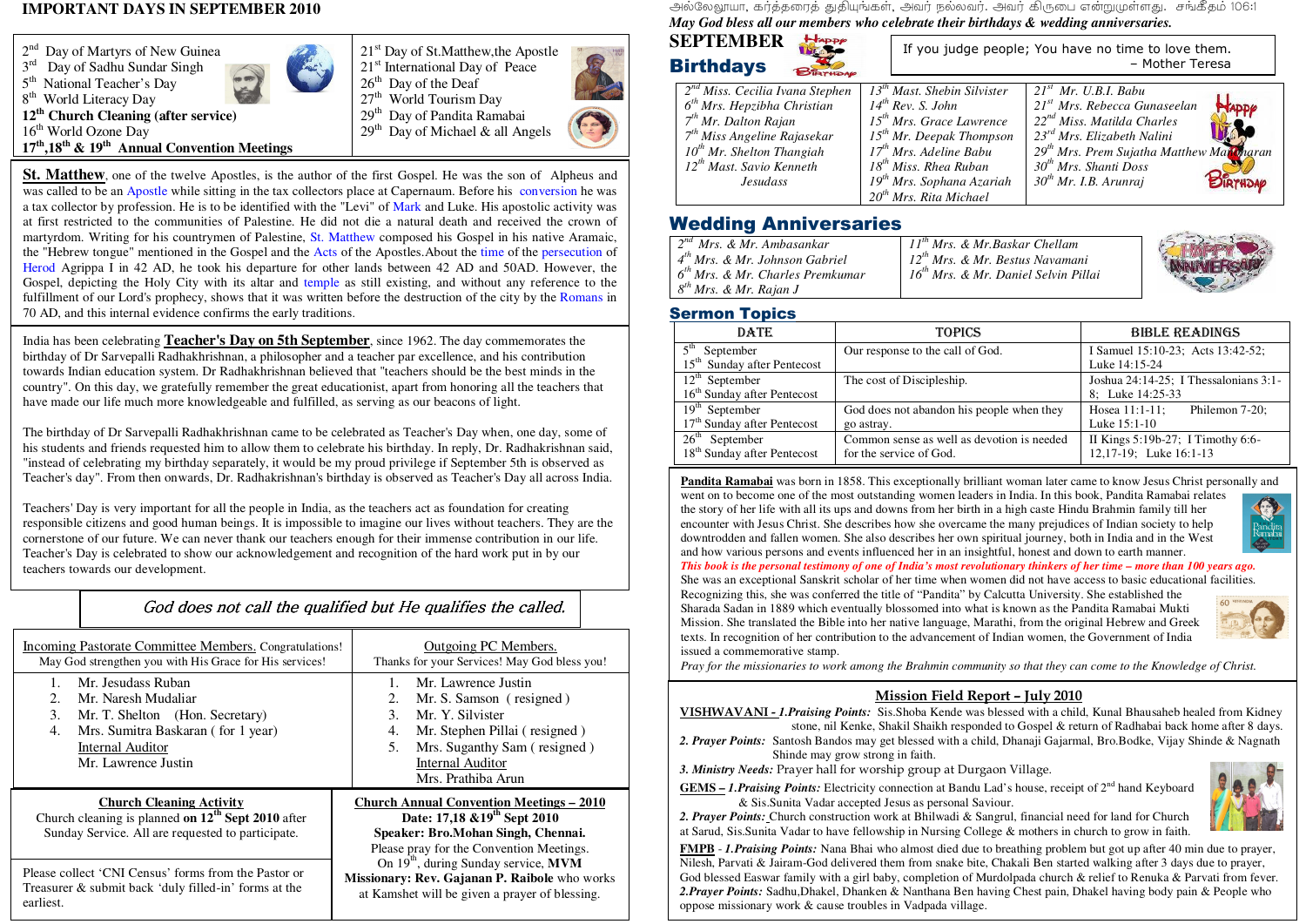# IMPORTANT DAYS IN SEPTEMBER 2010

2nd Day of Martyrs of New Guinea
3rd Day of Sadhu Sundar Singh
5th National Teacher's Day
8th World Literacy Day
**12th Church Cleaning (after service)**
16th World Ozone Day
**17th,18th & 19th Annual Convention Meetings**

21st Day of St.Matthew,the Apostle
21st International Day of Peace
26th Day of the Deaf
27th World Tourism Day
29th Day of Pandita Ramabai
29th Day of Michael & all Angels

**St. Matthew**, one of the twelve Apostles, is the author of the first Gospel. He was the son of Alpheus and was called to be an Apostle while sitting in the tax collectors place at Capernaum. Before his conversion he was a tax collector by profession. He is to be identified with the "Levi" of Mark and Luke. His apostolic activity was at first restricted to the communities of Palestine. He did not die a natural death and received the crown of martyrdom. Writing for his countrymen of Palestine, St. Matthew composed his Gospel in his native Aramaic, the "Hebrew tongue" mentioned in the Gospel and the Acts of the Apostles.About the time of the persecution of Herod Agrippa I in 42 AD, he took his departure for other lands between 42 AD and 50AD. However, the Gospel, depicting the Holy City with its altar and temple as still existing, and without any reference to the fulfillment of our Lord's prophecy, shows that it was written before the destruction of the city by the Romans in 70 AD, and this internal evidence confirms the early traditions.

India has been celebrating **Teacher's Day on 5th September**, since 1962. The day commemorates the birthday of Dr Sarvepalli Radhakhrishnan, a philosopher and a teacher par excellence, and his contribution towards Indian education system. Dr Radhakhrishnan believed that "teachers should be the best minds in the country". On this day, we gratefully remember the great educationist, apart from honoring all the teachers that have made our life much more knowledgeable and fulfilled, as serving as our beacons of light.

The birthday of Dr Sarvepalli Radhakhrishnan came to be celebrated as Teacher's Day when, one day, some of his students and friends requested him to allow them to celebrate his birthday. In reply, Dr. Radhakrishnan said, "instead of celebrating my birthday separately, it would be my proud privilege if September 5th is observed as Teacher's day". From then onwards, Dr. Radhakrishnan's birthday is observed as Teacher's Day all across India.

Teachers' Day is very important for all the people in India, as the teachers act as foundation for creating responsible citizens and good human beings. It is impossible to imagine our lives without teachers. They are the cornerstone of our future. We can never thank our teachers enough for their immense contribution in our life. Teacher's Day is celebrated to show our acknowledgement and recognition of the hard work put in by our teachers towards our development.

*God does not call the qualified but He qualifies the called.*

| Incoming Pastorate Committee Members. Congratulations! May God strengthen you with His Grace for His services! | Outgoing PC Members. Thanks for your Services! May God bless you! |
|---|---|
| 1. Mr. Jesudass Ruban<br>2. Mr. Naresh Mudaliar<br>3. Mr. T. Shelton (Hon. Secretary)<br>4. Mrs. Sumitra Baskaran ( for 1 year)<br>Internal Auditor<br>Mr. Lawrence Justin | 1. Mr. Lawrence Justin<br>2. Mr. S. Samson ( resigned )<br>3. Mr. Y. Silvister<br>4. Mr. Stephen Pillai ( resigned )<br>5. Mrs. Suganthy Sam ( resigned )<br>Internal Auditor<br>Mrs. Prathiba Arun |

**Church Cleaning Activity**

Church cleaning is planned **on 12th Sept 2010** after Sunday Service. All are requested to participate.

Please collect 'CNI Census' forms from the Pastor or Treasurer & submit back 'duly filled-in' forms at the earliest.

**Church Annual Convention Meetings – 2010**
**Date: 17,18 &19th Sept 2010**
**Speaker: Bro.Mohan Singh, Chennai.**
Please pray for the Convention Meetings. On 19th, during Sunday service, **MVM Missionary: Rev. Gajanan P. Raibole** who works at Kamshet will be given a prayer of blessing.

அல்லேலூயா, கர்த்தரைத் துதியுங்கள், அவர் நல்லவர். அவர் கிருபை என்றுமுள்ளது. சங்கீதம் 106:1

***May God bless all our members who celebrate their birthdays & wedding anniversaries.***

> If you judge people; You have no time to love them.
> – Mother Teresa

## SEPTEMBER Birthdays

| | | |
|---|---|---|
| *2nd Miss. Cecilia Ivana Stephen* | *13th Mast. Shebin Silvister* | *21st Mr. U.B.I. Babu* |
| *6th Mrs. Hepzibha Christian* | *14th Rev. S. John* | *21st Mrs. Rebecca Gunaseelan* |
| *7th Mr. Dalton Rajan* | *15th Mrs. Grace Lawrence* | *22nd Miss. Matilda Charles* |
| *7th Miss Angeline Rajasekar* | *15th Mr. Deepak Thompson* | *23rd Mrs. Elizabeth Nalini* |
| *10th Mr. Shelton Thangiah* | *17th Mrs. Adeline Babu* | *29th Mrs. Prem Sujatha Matthew Manoharan* |
| *12th Mast. Savio Kenneth Jesudass* | *18th Miss. Rhea Ruban* | *30th Mrs. Shanti Doss* |
| | *19th Mrs. Sophana Azariah* | *30th Mr. I.B. Arunraj* |
| | *20th Mrs. Rita Michael* | |

## Wedding Anniversaries

| | |
|---|---|
| *2nd Mrs. & Mr. Ambasankar* | *11th Mrs. & Mr.Baskar Chellam* |
| *4th Mrs. & Mr. Johnson Gabriel* | *12th Mrs. & Mr. Bestus Navamani* |
| *6th Mrs. & Mr. Charles Premkumar* | *16th Mrs. & Mr. Daniel Selvin Pillai* |
| *8th Mrs. & Mr. Rajan J* | |

## Sermon Topics

| DATE | TOPICS | BIBLE READINGS |
|---|---|---|
| 5th September<br>15th Sunday after Pentecost | Our response to the call of God. | I Samuel 15:10-23; Acts 13:42-52; Luke 14:15-24 |
| 12th September<br>16th Sunday after Pentecost | The cost of Discipleship. | Joshua 24:14-25; I Thessalonians 3:1-8; Luke 14:25-33 |
| 19th September<br>17th Sunday after Pentecost | God does not abandon his people when they go astray. | Hosea 11:1-11; Philemon 7-20; Luke 15:1-10 |
| 26th September<br>18th Sunday after Pentecost | Common sense as well as devotion is needed for the service of God. | II Kings 5:19b-27; I Timothy 6:6-12,17-19; Luke 16:1-13 |

**Pandita Ramabai** was born in 1858. This exceptionally brilliant woman later came to know Jesus Christ personally and went on to become one of the most outstanding women leaders in India. In this book, Pandita Ramabai relates the story of her life with all its ups and downs from her birth in a high caste Hindu Brahmin family till her encounter with Jesus Christ. She describes how she overcame the many prejudices of Indian society to help downtrodden and fallen women. She also describes her own spiritual journey, both in India and in the West and how various persons and events influenced her in an insightful, honest and down to earth manner. ***This book is the personal testimony of one of India's most revolutionary thinkers of her time – more than 100 years ago.*** She was an exceptional Sanskrit scholar of her time when women did not have access to basic educational facilities. Recognizing this, she was conferred the title of "Pandita" by Calcutta University. She established the Sharada Sadan in 1889 which eventually blossomed into what is known as the Pandita Ramabai Mukti Mission. She translated the Bible into her native language, Marathi, from the original Hebrew and Greek texts. In recognition of her contribution to the advancement of Indian women, the Government of India issued a commemorative stamp.

*Pray for the missionaries to work among the Brahmin community so that they can come to the Knowledge of Christ.*

## Mission Field Report – July 2010

**VISHWAVANI - *1.Praising Points:*** Sis.Shoba Kende was blessed with a child, Kunal Bhausaheb healed from Kidney stone, nil Kenke, Shikal Shaikh responded to Gospel & return of Radhabai back home after 8 days.
***2. Prayer Points:*** Santosh Bandos may get blessed with a child, Dhanaji Gajarmal, Bro.Bodke, Vijay Shinde & Nagnath Shinde may grow strong in faith.
***3. Ministry Needs:*** Prayer hall for worship group at Durgaon Village.

**GEMS – *1.Praising Points:*** Electricity connection at Bandu Lad's house, receipt of 2nd hand Keyboard & Sis.Sunita Vadar accepted Jesus as personal Saviour.
***2. Prayer Points:*** Church construction work at Bhilwadi & Sangrul, financial need for land for Church at Sarud, Sis.Sunita Vadar to have fellowship in Nursing College & mothers in church to grow in faith.

**FMPB** - ***1.Praising Points:*** Nana Bhai who almost died due to breathing problem but got up after 40 min due to prayer, Nilesh, Parvati & Jairam-God delivered them from snake bite, Chakali Ben started walking after 3 days due to prayer, God blessed Easwar family with a girl baby, completion of Murdolpada church & relief to Renuka & Parvati from fever.
***2.Prayer Points:*** Sadhu,Dhakel, Dhanken & Nanthana Ben having Chest pain, Dhakel having body pain & People who oppose missionary work & cause troubles in Vadpada village.